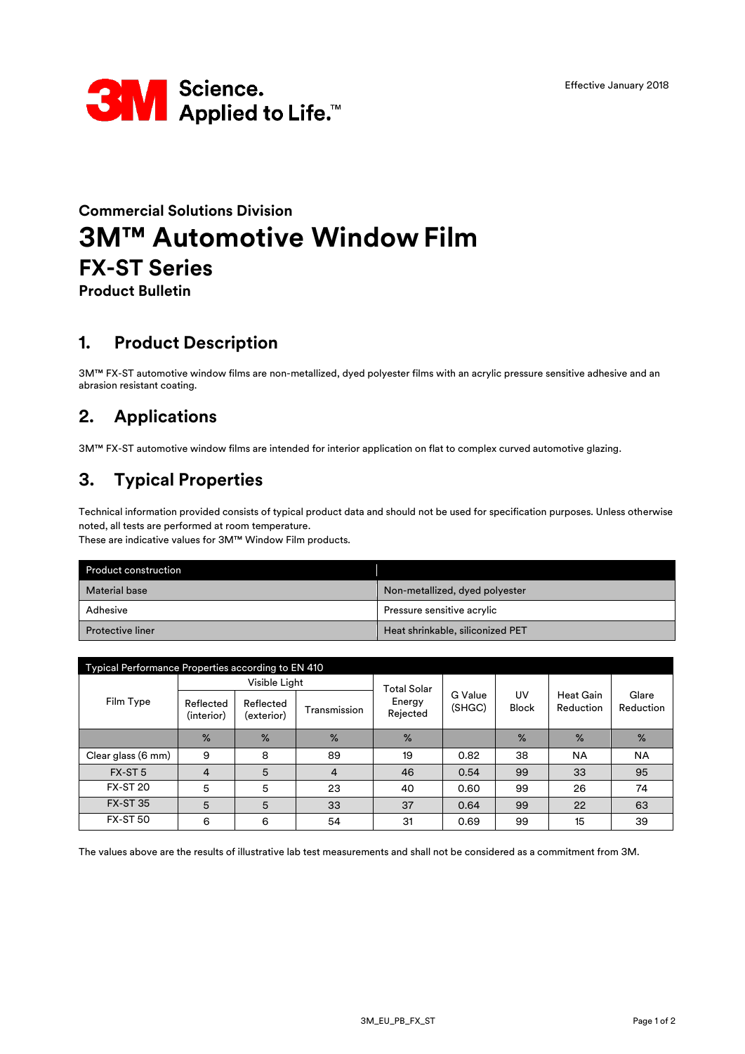3M Science. Applied to Life.™

Effective January 2018

## Commercial Solutions Division

# 3M™ Automotive Window Film

## FX-ST Series

### Product Bulletin

## 1. Product Description

3M™ FX-ST automotive window films are non-metallized, dyed polyester films with an acrylic pressure sensitive adhesive and an abrasion resistant coating.

## 2. Applications

3M™ FX-ST automotive window films are intended for interior application on flat to complex curved automotive glazing.

## 3. Typical Properties

Technical information provided consists of typical product data and should not be used for specification purposes. Unless otherwise noted, all tests are performed at room temperature.
These are indicative values for 3M™ Window Film products.

| Product construction | |
|---|---|
| Material base | Non-metallized, dyed polyester |
| Adhesive | Pressure sensitive acrylic |
| Protective liner | Heat shrinkable, siliconized PET |

| Typical Performance Properties according to EN 410 | | | | | | | | |
|---|---|---|---|---|---|---|---|---|
| Film Type | Visible Light | | | Total Solar Energy Rejected | G Value (SHGC) | UV Block | Heat Gain Reduction | Glare Reduction |
| | Reflected (interior) | Reflected (exterior) | Transmission | | | | | |
| | % | % | % | % | | % | % | % |
| Clear glass (6 mm) | 9 | 8 | 89 | 19 | 0.82 | 38 | NA | NA |
| FX-ST 5 | 4 | 5 | 4 | 46 | 0.54 | 99 | 33 | 95 |
| FX-ST 20 | 5 | 5 | 23 | 40 | 0.60 | 99 | 26 | 74 |
| FX-ST 35 | 5 | 5 | 33 | 37 | 0.64 | 99 | 22 | 63 |
| FX-ST 50 | 6 | 6 | 54 | 31 | 0.69 | 99 | 15 | 39 |

The values above are the results of illustrative lab test measurements and shall not be considered as a commitment from 3M.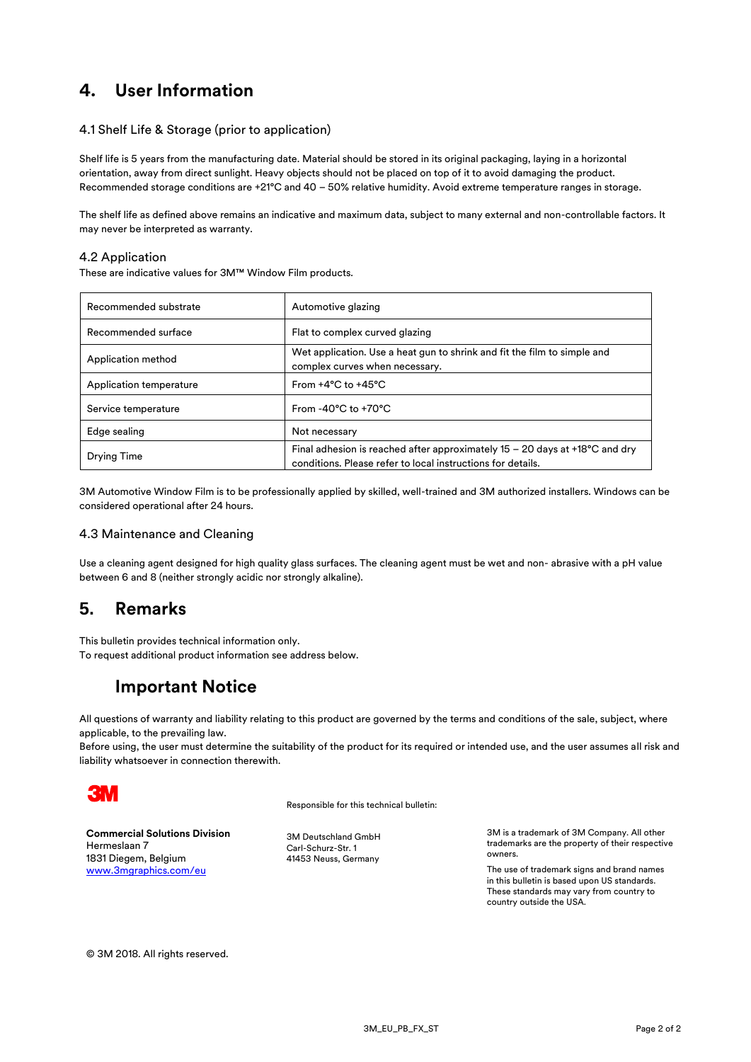# 4. User Information

## 4.1 Shelf Life & Storage (prior to application)

Shelf life is 5 years from the manufacturing date. Material should be stored in its original packaging, laying in a horizontal orientation, away from direct sunlight. Heavy objects should not be placed on top of it to avoid damaging the product. Recommended storage conditions are +21°C and 40 – 50% relative humidity. Avoid extreme temperature ranges in storage.

The shelf life as defined above remains an indicative and maximum data, subject to many external and non-controllable factors. It may never be interpreted as warranty.

## 4.2 Application

These are indicative values for 3M™ Window Film products.

| | |
|---|---|
| Recommended substrate | Automotive glazing |
| Recommended surface | Flat to complex curved glazing |
| Application method | Wet application. Use a heat gun to shrink and fit the film to simple and complex curves when necessary. |
| Application temperature | From +4°C to +45°C |
| Service temperature | From -40°C to +70°C |
| Edge sealing | Not necessary |
| Drying Time | Final adhesion is reached after approximately 15 – 20 days at +18°C and dry conditions. Please refer to local instructions for details. |

3M Automotive Window Film is to be professionally applied by skilled, well-trained and 3M authorized installers. Windows can be considered operational after 24 hours.

## 4.3 Maintenance and Cleaning

Use a cleaning agent designed for high quality glass surfaces. The cleaning agent must be wet and non- abrasive with a pH value between 6 and 8 (neither strongly acidic nor strongly alkaline).

# 5. Remarks

This bulletin provides technical information only.
To request additional product information see address below.

# Important Notice

All questions of warranty and liability relating to this product are governed by the terms and conditions of the sale, subject, where applicable, to the prevailing law.
Before using, the user must determine the suitability of the product for its required or intended use, and the user assumes all risk and liability whatsoever in connection therewith.

3M

**Commercial Solutions Division**
Hermeslaan 7
1831 Diegem, Belgium
www.3mgraphics.com/eu

Responsible for this technical bulletin:

3M Deutschland GmbH
Carl-Schurz-Str. 1
41453 Neuss, Germany

3M is a trademark of 3M Company. All other trademarks are the property of their respective owners.

The use of trademark signs and brand names in this bulletin is based upon US standards. These standards may vary from country to country outside the USA.

© 3M 2018. All rights reserved.

3M_EU_PB_FX_ST